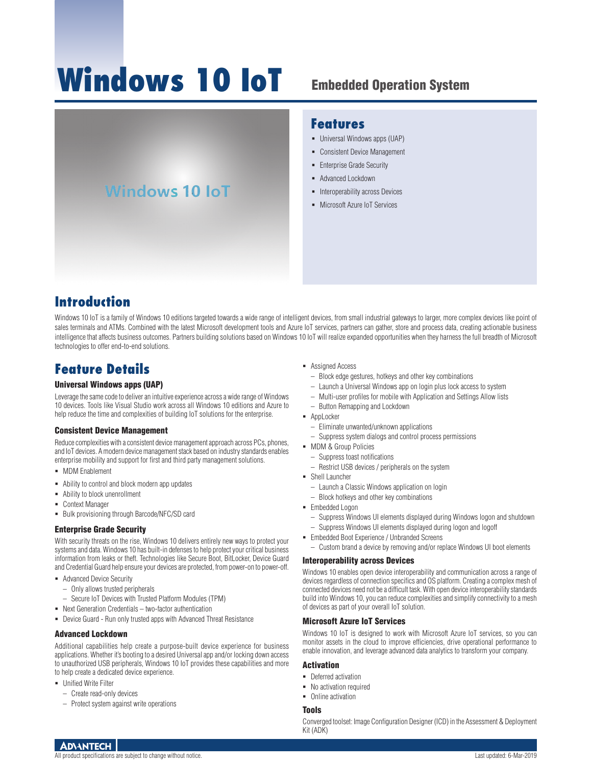# Windows 10 IoT

## Embedded Operation System

Windows 10 IoT

## Features

- Universal Windows apps (UAP)
- Consistent Device Management
- Enterprise Grade Security
- Advanced Lockdown
- Interoperability across Devices
- Microsoft Azure IoT Services

## Introduction

Windows 10 IoT is a family of Windows 10 editions targeted towards a wide range of intelligent devices, from small industrial gateways to larger, more complex devices like point of sales terminals and ATMs. Combined with the latest Microsoft development tools and Azure IoT services, partners can gather, store and process data, creating actionable business intelligence that affects business outcomes. Partners building solutions based on Windows 10 IoT will realize expanded opportunities when they harness the full breadth of Microsoft technologies to offer end-to-end solutions.

## Feature Details

### Universal Windows apps (UAP)

Leverage the same code to deliver an intuitive experience across a wide range of Windows 10 devices. Tools like Visual Studio work across all Windows 10 editions and Azure to help reduce the time and complexities of building IoT solutions for the enterprise.

### Consistent Device Management

Reduce complexities with a consistent device management approach across PCs, phones, and IoT devices. A modern device management stack based on industry standards enables enterprise mobility and support for first and third party management solutions.

- MDM Enablement
- Ability to control and block modern app updates
- Ability to block unenrollment
- Context Manager
- Bulk provisioning through Barcode/NFC/SD card

### Enterprise Grade Security

With security threats on the rise, Windows 10 delivers entirely new ways to protect your systems and data. Windows 10 has built-in defenses to help protect your critical business information from leaks or theft. Technologies like Secure Boot, BitLocker, Device Guard and Credential Guard help ensure your devices are protected, from power-on to power-off.

- Advanced Device Security
  - Only allows trusted peripherals
  - Secure IoT Devices with Trusted Platform Modules (TPM)
- Next Generation Credentials – two-factor authentication
- Device Guard - Run only trusted apps with Advanced Threat Resistance

### Advanced Lockdown

Additional capabilities help create a purpose-built device experience for business applications. Whether it's booting to a desired Universal app and/or locking down access to unauthorized USB peripherals, Windows 10 IoT provides these capabilities and more to help create a dedicated device experience.

- Unified Write Filter
  - Create read-only devices
  - Protect system against write operations
- Assigned Access
  - Block edge gestures, hotkeys and other key combinations
  - Launch a Universal Windows app on login plus lock access to system
  - Multi-user profiles for mobile with Application and Settings Allow lists
  - Button Remapping and Lockdown
- AppLocker
  - Eliminate unwanted/unknown applications
  - Suppress system dialogs and control process permissions
- MDM & Group Policies
  - Suppress toast notifications
  - Restrict USB devices / peripherals on the system
- Shell Launcher
  - Launch a Classic Windows application on login
  - Block hotkeys and other key combinations
- Embedded Logon
  - Suppress Windows UI elements displayed during Windows logon and shutdown
  - Suppress Windows UI elements displayed during logon and logoff
- Embedded Boot Experience / Unbranded Screens
  - Custom brand a device by removing and/or replace Windows UI boot elements

### Interoperability across Devices

Windows 10 enables open device interoperability and communication across a range of devices regardless of connection specifics and OS platform. Creating a complex mesh of connected devices need not be a difficult task. With open device interoperability standards build into Windows 10, you can reduce complexities and simplify connectivity to a mesh of devices as part of your overall IoT solution.

### Microsoft Azure IoT Services

Windows 10 IoT is designed to work with Microsoft Azure IoT services, so you can monitor assets in the cloud to improve efficiencies, drive operational performance to enable innovation, and leverage advanced data analytics to transform your company.

### Activation

- Deferred activation
- No activation required
- Online activation

### Tools

Converged toolset: Image Configuration Designer (ICD) in the Assessment & Deployment Kit (ADK)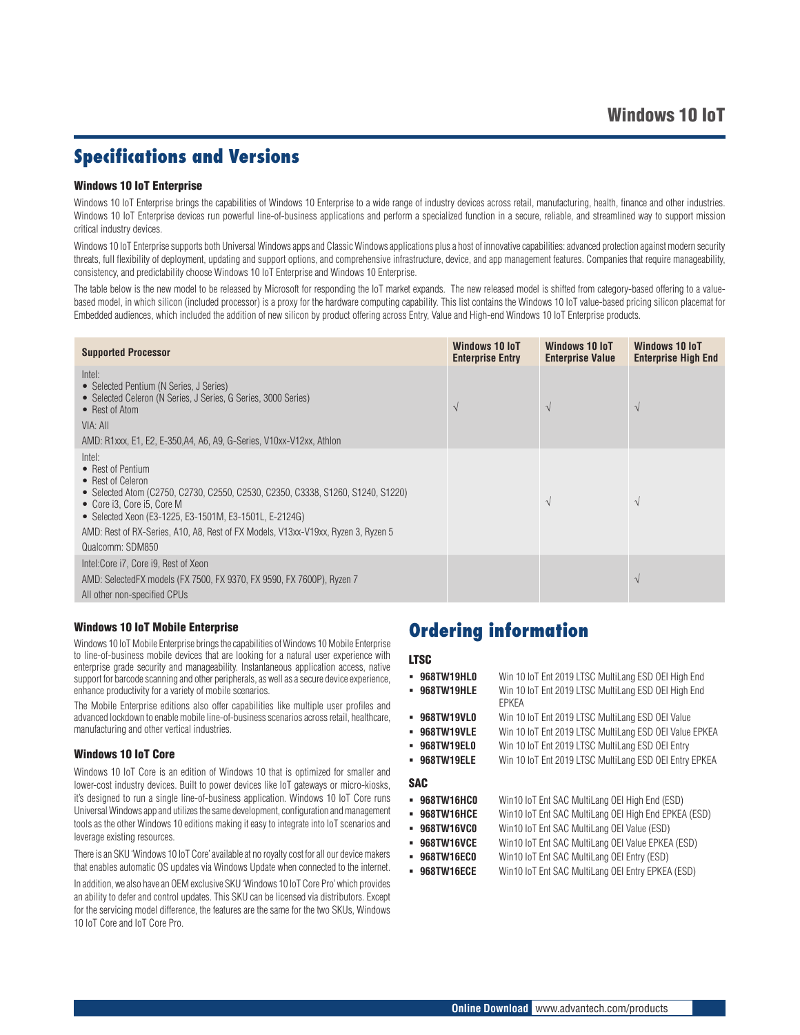## Specifications and Versions

### Windows 10 IoT Enterprise

Windows 10 IoT Enterprise brings the capabilities of Windows 10 Enterprise to a wide range of industry devices across retail, manufacturing, health, finance and other industries. Windows 10 IoT Enterprise devices run powerful line-of-business applications and perform a specialized function in a secure, reliable, and streamlined way to support mission critical industry devices.

Windows 10 IoT Enterprise supports both Universal Windows apps and Classic Windows applications plus a host of innovative capabilities: advanced protection against modern security threats, full flexibility of deployment, updating and support options, and comprehensive infrastructure, device, and app management features. Companies that require manageability, consistency, and predictability choose Windows 10 IoT Enterprise and Windows 10 Enterprise.

The table below is the new model to be released by Microsoft for responding the IoT market expands. The new released model is shifted from category-based offering to a value-based model, in which silicon (included processor) is a proxy for the hardware computing capability. This list contains the Windows 10 IoT value-based pricing silicon placemat for Embedded audiences, which included the addition of new silicon by product offering across Entry, Value and High-end Windows 10 IoT Enterprise products.

| Supported Processor | Windows 10 IoT Enterprise Entry | Windows 10 IoT Enterprise Value | Windows 10 IoT Enterprise High End |
|---|---|---|---|
| Intel:<br>• Selected Pentium (N Series, J Series)<br>• Selected Celeron (N Series, J Series, G Series, 3000 Series)<br>• Rest of Atom<br>VIA: All<br>AMD: R1xxx, E1, E2, E-350,A4, A6, A9, G-Series, V10xx-V12xx, Athlon | √ | √ | √ |
| Intel:<br>• Rest of Pentium<br>• Rest of Celeron<br>• Selected Atom (C2750, C2730, C2550, C2530, C2350, C3338, S1260, S1240, S1220)<br>• Core i3, Core i5, Core M<br>• Selected Xeon (E3-1225, E3-1501M, E3-1501L, E-2124G)<br>AMD: Rest of RX-Series, A10, A8, Rest of FX Models, V13xx-V19xx, Ryzen 3, Ryzen 5<br>Qualcomm: SDM850 | | √ | √ |
| Intel:Core i7, Core i9, Rest of Xeon<br>AMD: SelectedFX models (FX 7500, FX 9370, FX 9590, FX 7600P), Ryzen 7<br>All other non-specified CPUs | | | √ |

### Windows 10 IoT Mobile Enterprise

Windows 10 IoT Mobile Enterprise brings the capabilities of Windows 10 Mobile Enterprise to line-of-business mobile devices that are looking for a natural user experience with enterprise grade security and manageability. Instantaneous application access, native support for barcode scanning and other peripherals, as well as a secure device experience, enhance productivity for a variety of mobile scenarios.

The Mobile Enterprise editions also offer capabilities like multiple user profiles and advanced lockdown to enable mobile line-of-business scenarios across retail, healthcare, manufacturing and other vertical industries.

### Windows 10 IoT Core

Windows 10 IoT Core is an edition of Windows 10 that is optimized for smaller and lower-cost industry devices. Built to power devices like IoT gateways or micro-kiosks, it's designed to run a single line-of-business application. Windows 10 IoT Core runs Universal Windows app and utilizes the same development, configuration and management tools as the other Windows 10 editions making it easy to integrate into IoT scenarios and leverage existing resources.

There is an SKU 'Windows 10 IoT Core' available at no royalty cost for all our device makers that enables automatic OS updates via Windows Update when connected to the internet.

In addition, we also have an OEM exclusive SKU 'Windows 10 IoT Core Pro' which provides an ability to defer and control updates. This SKU can be licensed via distributors. Except for the servicing model difference, the features are the same for the two SKUs, Windows 10 IoT Core and IoT Core Pro.

## Ordering information

### LTSC

- **968TW19HL0** Win 10 IoT Ent 2019 LTSC MultiLang ESD OEI High End
- **968TW19HLE** Win 10 IoT Ent 2019 LTSC MultiLang ESD OEI High End EPKEA
- **968TW19VL0** Win 10 IoT Ent 2019 LTSC MultiLang ESD OEI Value
- **968TW19VLE** Win 10 IoT Ent 2019 LTSC MultiLang ESD OEI Value EPKEA
- **968TW19EL0** Win 10 IoT Ent 2019 LTSC MultiLang ESD OEI Entry
- **968TW19ELE** Win 10 IoT Ent 2019 LTSC MultiLang ESD OEI Entry EPKEA

### SAC

- **968TW16HC0** Win10 IoT Ent SAC MultiLang OEI High End (ESD)
- **968TW16HCE** Win10 IoT Ent SAC MultiLang OEI High End EPKEA (ESD)
- **968TW16VC0** Win10 IoT Ent SAC MultiLang OEI Value (ESD)
- **968TW16VCE** Win10 IoT Ent SAC MultiLang OEI Value EPKEA (ESD)
- **968TW16EC0** Win10 IoT Ent SAC MultiLang OEI Entry (ESD)
- **968TW16ECE** Win10 IoT Ent SAC MultiLang OEI Entry EPKEA (ESD)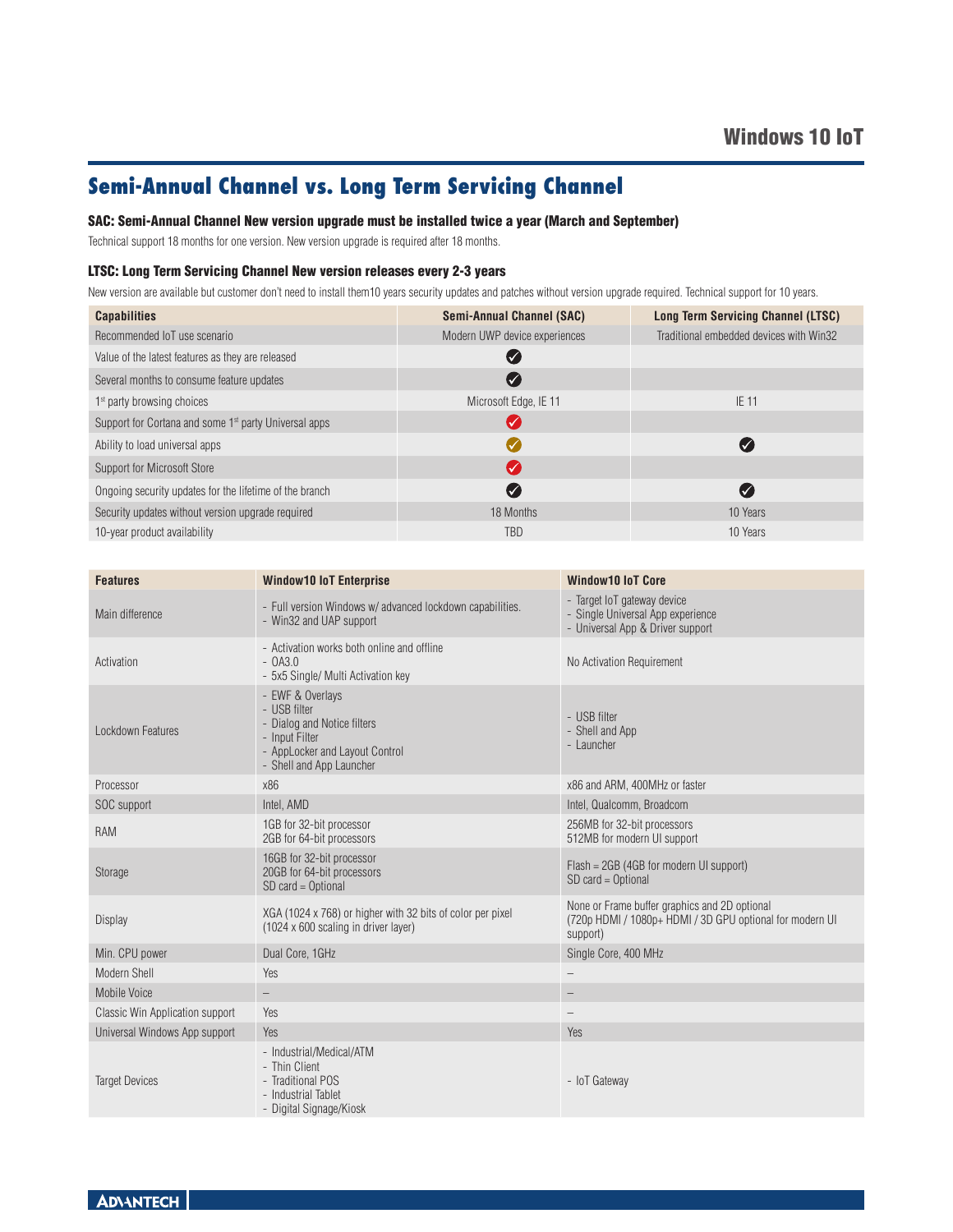# Semi-Annual Channel vs. Long Term Servicing Channel

### SAC: Semi-Annual Channel New version upgrade must be installed twice a year (March and September)

Technical support 18 months for one version. New version upgrade is required after 18 months.

### LTSC: Long Term Servicing Channel New version releases every 2-3 years

New version are available but customer don't need to install them10 years security updates and patches without version upgrade required. Technical support for 10 years.

| Capabilities | Semi-Annual Channel (SAC) | Long Term Servicing Channel (LTSC) |
|---|---|---|
| Recommended IoT use scenario | Modern UWP device experiences | Traditional embedded devices with Win32 |
| Value of the latest features as they are released | ✔ | |
| Several months to consume feature updates | ✔ | |
| 1st party browsing choices | Microsoft Edge, IE 11 | IE 11 |
| Support for Cortana and some 1st party Universal apps | ✔ | |
| Ability to load universal apps | ✔ | ✔ |
| Support for Microsoft Store | ✔ | |
| Ongoing security updates for the lifetime of the branch | ✔ | ✔ |
| Security updates without version upgrade required | 18 Months | 10 Years |
| 10-year product availability | TBD | 10 Years |

| Features | Window10 IoT Enterprise | Window10 IoT Core |
|---|---|---|
| Main difference | - Full version Windows w/ advanced lockdown capabilities.<br>- Win32 and UAP support | - Target IoT gateway device<br>- Single Universal App experience<br>- Universal App & Driver support |
| Activation | - Activation works both online and offline<br>- OA3.0<br>- 5x5 Single/ Multi Activation key | No Activation Requirement |
| Lockdown Features | - EWF & Overlays<br>- USB filter<br>- Dialog and Notice filters<br>- Input Filter<br>- AppLocker and Layout Control<br>- Shell and App Launcher | - USB filter<br>- Shell and App<br>- Launcher |
| Processor | x86 | x86 and ARM, 400MHz or faster |
| SOC support | Intel, AMD | Intel, Qualcomm, Broadcom |
| RAM | 1GB for 32-bit processor<br>2GB for 64-bit processors | 256MB for 32-bit processors<br>512MB for modern UI support |
| Storage | 16GB for 32-bit processor<br>20GB for 64-bit processors<br>SD card = Optional | Flash = 2GB (4GB for modern UI support)<br>SD card = Optional |
| Display | XGA (1024 x 768) or higher with 32 bits of color per pixel<br>(1024 x 600 scaling in driver layer) | None or Frame buffer graphics and 2D optional<br>(720p HDMI / 1080p+ HDMI / 3D GPU optional for modern UI support) |
| Min. CPU power | Dual Core, 1GHz | Single Core, 400 MHz |
| Modern Shell | Yes | – |
| Mobile Voice | – | – |
| Classic Win Application support | Yes | – |
| Universal Windows App support | Yes | Yes |
| Target Devices | - Industrial/Medical/ATM<br>- Thin Client<br>- Traditional POS<br>- Industrial Tablet<br>- Digital Signage/Kiosk | - IoT Gateway |